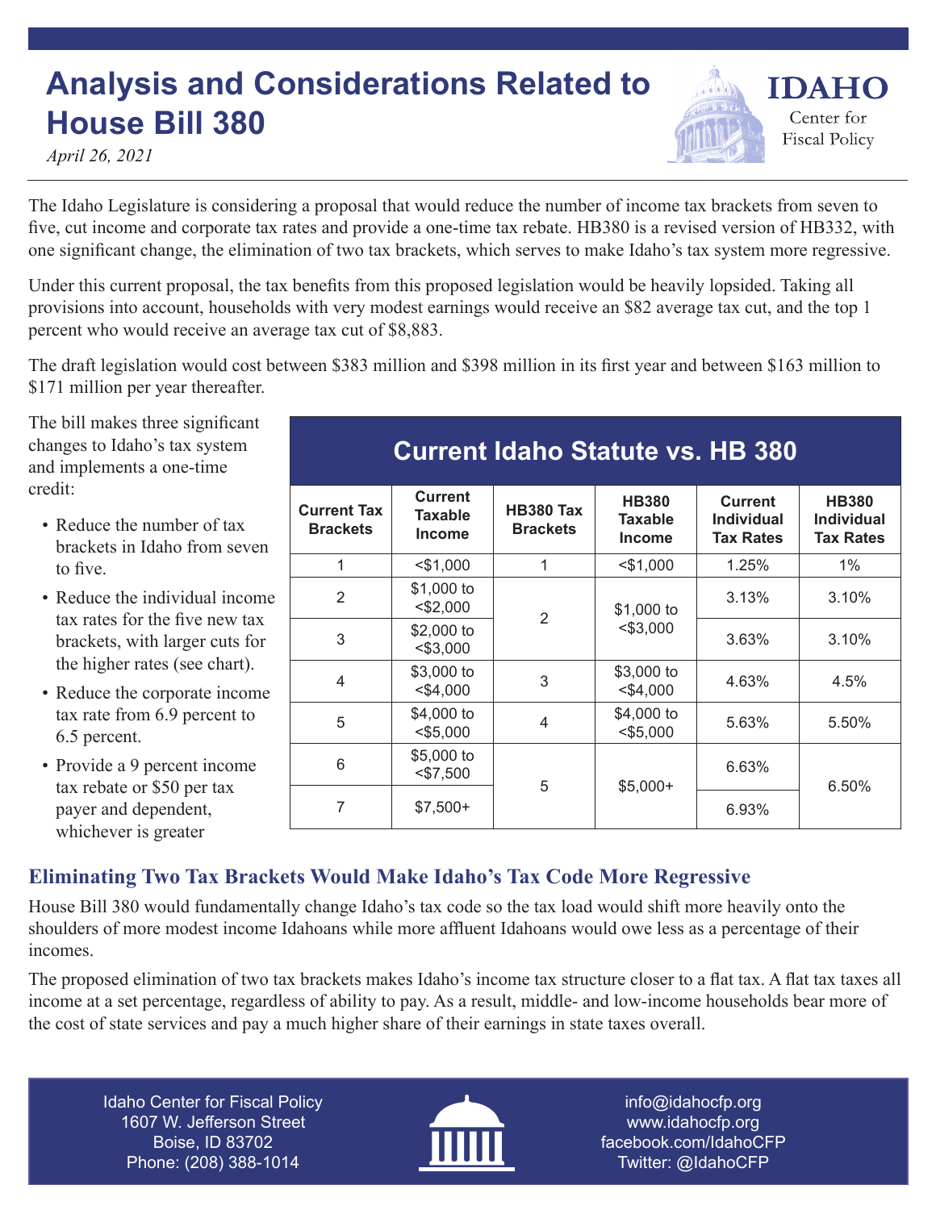# Analysis and Considerations Related to House Bill 380

*April 26, 2021*

IDAHO Center for Fiscal Policy

The Idaho Legislature is considering a proposal that would reduce the number of income tax brackets from seven to five, cut income and corporate tax rates and provide a one-time tax rebate. HB380 is a revised version of HB332, with one significant change, the elimination of two tax brackets, which serves to make Idaho's tax system more regressive.

Under this current proposal, the tax benefits from this proposed legislation would be heavily lopsided. Taking all provisions into account, households with very modest earnings would receive an $82 average tax cut, and the top 1 percent who would receive an average tax cut of $8,883.

The draft legislation would cost between $383 million and $398 million in its first year and between $163 million to $171 million per year thereafter.

The bill makes three significant changes to Idaho's tax system and implements a one-time credit:

- Reduce the number of tax brackets in Idaho from seven to five.
- Reduce the individual income tax rates for the five new tax brackets, with larger cuts for the higher rates (see chart).
- Reduce the corporate income tax rate from 6.9 percent to 6.5 percent.
- Provide a 9 percent income tax rebate or $50 per tax payer and dependent, whichever is greater

**Current Idaho Statute vs. HB 380**

| Current Tax Brackets | Current Taxable Income | HB380 Tax Brackets | HB380 Taxable Income | Current Individual Tax Rates | HB380 Individual Tax Rates |
|---|---|---|---|---|---|
| 1 | <$1,000 | 1 | <$1,000 | 1.25% | 1% |
| 2 | $1,000 to <$2,000 | 2 | $1,000 to <$3,000 | 3.13% | 3.10% |
| 3 | $2,000 to <$3,000 | | | 3.63% | 3.10% |
| 4 | $3,000 to <$4,000 | 3 | $3,000 to <$4,000 | 4.63% | 4.5% |
| 5 | $4,000 to <$5,000 | 4 | $4,000 to <$5,000 | 5.63% | 5.50% |
| 6 | $5,000 to <$7,500 | 5 | $5,000+ | 6.63% | 6.50% |
| 7 | $7,500+ | | | 6.93% | |

## Eliminating Two Tax Brackets Would Make Idaho's Tax Code More Regressive

House Bill 380 would fundamentally change Idaho's tax code so the tax load would shift more heavily onto the shoulders of more modest income Idahoans while more affluent Idahoans would owe less as a percentage of their incomes.

The proposed elimination of two tax brackets makes Idaho's income tax structure closer to a flat tax. A flat tax taxes all income at a set percentage, regardless of ability to pay. As a result, middle- and low-income households bear more of the cost of state services and pay a much higher share of their earnings in state taxes overall.

Idaho Center for Fiscal Policy
1607 W. Jefferson Street
Boise, ID 83702
Phone: (208) 388-1014

info@idahocfp.org
www.idahocfp.org
facebook.com/IdahoCFP
Twitter: @IdahoCFP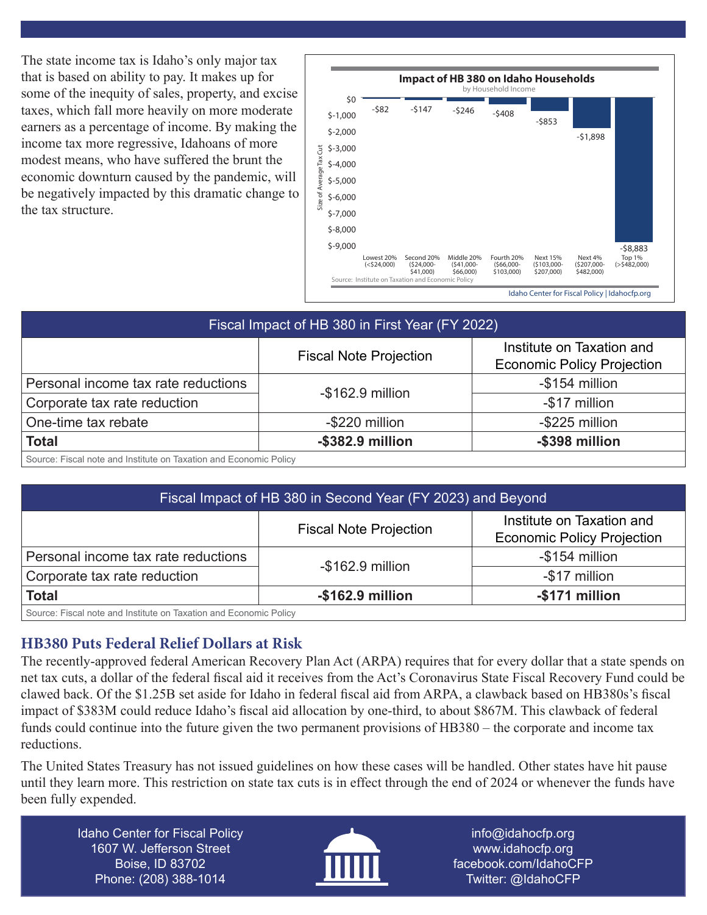The state income tax is Idaho's only major tax that is based on ability to pay. It makes up for some of the inequity of sales, property, and excise taxes, which fall more heavily on more moderate earners as a percentage of income. By making the income tax more regressive, Idahoans of more modest means, who have suffered the brunt the economic downturn caused by the pandemic, will be negatively impacted by this dramatic change to the tax structure.

**Impact of HB 380 on Idaho Households**
by Household Income

Size of Average Tax Cut

$0
$-1,000
$-2,000
$-3,000
$-4,000
$-5,000
$-6,000
$-7,000
$-8,000
$-9,000

-$82
-$147
-$246
-$408
-$853
-$1,898
-$8,883

Lowest 20% (<$24,000)
Second 20% ($24,000-$41,000)
Middle 20% ($41,000-$66,000)
Fourth 20% ($66,000-$103,000)
Next 15% ($103,000-$207,000)
Next 4% ($207,000-$482,000)
Top 1% (>$482,000)

Source: Institute on Taxation and Economic Policy

Idaho Center for Fiscal Policy | Idahocfp.org

| Fiscal Impact of HB 380 in First Year (FY 2022) | | |
|---|---|---|
| | Fiscal Note Projection | Institute on Taxation and Economic Policy Projection |
| Personal income tax rate reductions | -$162.9 million | -$154 million |
| Corporate tax rate reduction | | -$17 million |
| One-time tax rebate | -$220 million | -$225 million |
| **Total** | **-$382.9 million** | **-$398 million** |

Source: Fiscal note and Institute on Taxation and Economic Policy

| Fiscal Impact of HB 380 in Second Year (FY 2023) and Beyond | | |
|---|---|---|
| | Fiscal Note Projection | Institute on Taxation and Economic Policy Projection |
| Personal income tax rate reductions | -$162.9 million | -$154 million |
| Corporate tax rate reduction | | -$17 million |
| **Total** | **-$162.9 million** | **-$171 million** |

Source: Fiscal note and Institute on Taxation and Economic Policy

## HB380 Puts Federal Relief Dollars at Risk

The recently-approved federal American Recovery Plan Act (ARPA) requires that for every dollar that a state spends on net tax cuts, a dollar of the federal fiscal aid it receives from the Act's Coronavirus State Fiscal Recovery Fund could be clawed back. Of the $1.25B set aside for Idaho in federal fiscal aid from ARPA, a clawback based on HB380s's fiscal impact of $383M could reduce Idaho's fiscal aid allocation by one-third, to about $867M. This clawback of federal funds could continue into the future given the two permanent provisions of HB380 – the corporate and income tax reductions.

The United States Treasury has not issued guidelines on how these cases will be handled. Other states have hit pause until they learn more. This restriction on state tax cuts is in effect through the end of 2024 or whenever the funds have been fully expended.

Idaho Center for Fiscal Policy
1607 W. Jefferson Street
Boise, ID 83702
Phone: (208) 388-1014

info@idahocfp.org
www.idahocfp.org
facebook.com/IdahoCFP
Twitter: @IdahoCFP